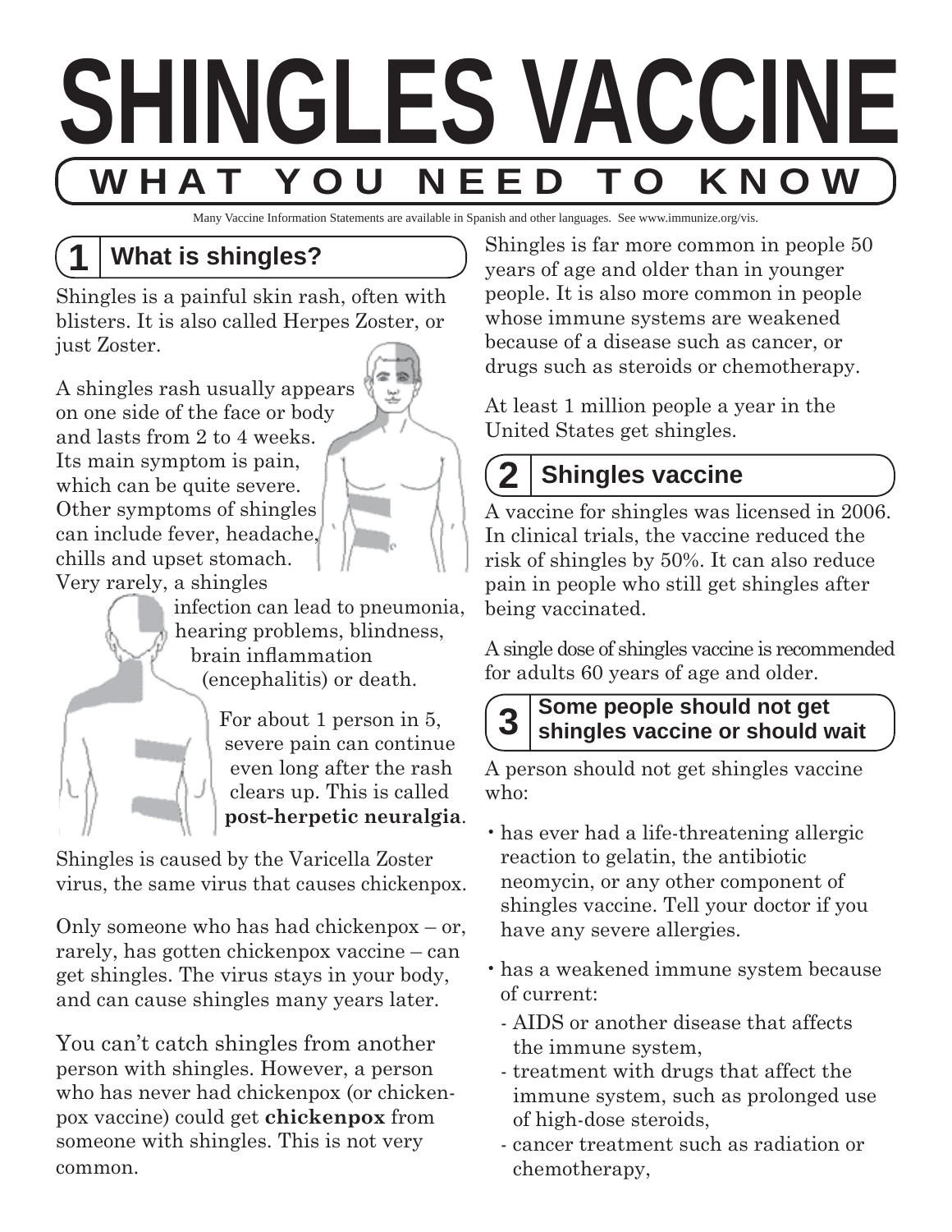# SHINGLES VACCINE

## WHAT YOU NEED TO KNOW

Many Vaccine Information Statements are available in Spanish and other languages. See www.immunize.org/vis.

## 1 What is shingles?

Shingles is a painful skin rash, often with blisters. It is also called Herpes Zoster, or just Zoster.

A shingles rash usually appears on one side of the face or body and lasts from 2 to 4 weeks. Its main symptom is pain, which can be quite severe. Other symptoms of shingles can include fever, headache, chills and upset stomach. Very rarely, a shingles infection can lead to pneumonia, hearing problems, blindness, brain inflammation (encephalitis) or death.

For about 1 person in 5, severe pain can continue even long after the rash clears up. This is called **post-herpetic neuralgia**.

Shingles is caused by the Varicella Zoster virus, the same virus that causes chickenpox.

Only someone who has had chickenpox – or, rarely, has gotten chickenpox vaccine – can get shingles. The virus stays in your body, and can cause shingles many years later.

You can't catch shingles from another person with shingles. However, a person who has never had chickenpox (or chickenpox vaccine) could get **chickenpox** from someone with shingles. This is not very common.

Shingles is far more common in people 50 years of age and older than in younger people. It is also more common in people whose immune systems are weakened because of a disease such as cancer, or drugs such as steroids or chemotherapy.

At least 1 million people a year in the United States get shingles.

## 2 Shingles vaccine

A vaccine for shingles was licensed in 2006. In clinical trials, the vaccine reduced the risk of shingles by 50%. It can also reduce pain in people who still get shingles after being vaccinated.

A single dose of shingles vaccine is recommended for adults 60 years of age and older.

## 3 Some people should not get shingles vaccine or should wait

A person should not get shingles vaccine who:

- has ever had a life-threatening allergic reaction to gelatin, the antibiotic neomycin, or any other component of shingles vaccine. Tell your doctor if you have any severe allergies.
- has a weakened immune system because of current:
  - AIDS or another disease that affects the immune system,
  - treatment with drugs that affect the immune system, such as prolonged use of high-dose steroids,
  - cancer treatment such as radiation or chemotherapy,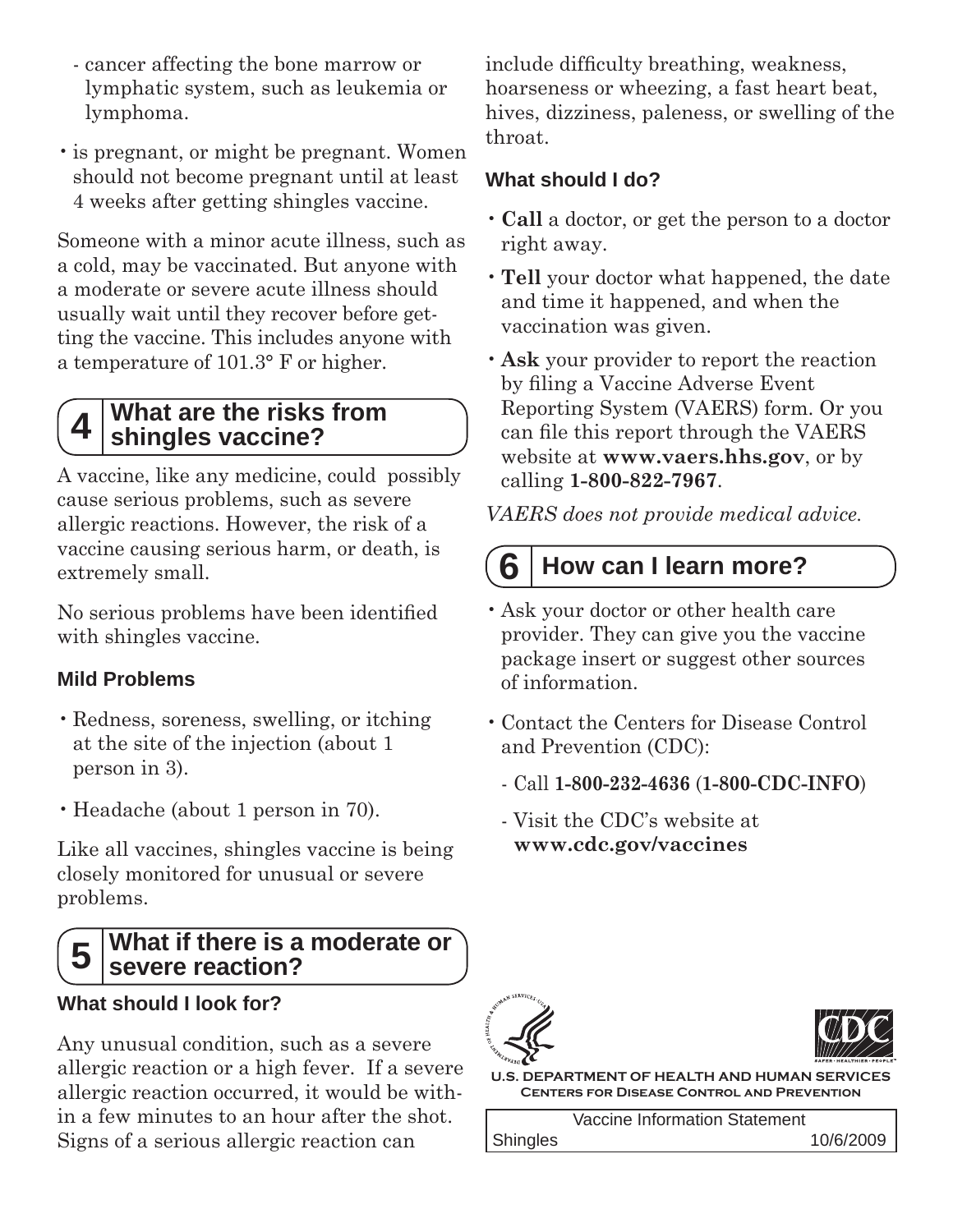- cancer affecting the bone marrow or lymphatic system, such as leukemia or lymphoma.

- is pregnant, or might be pregnant. Women should not become pregnant until at least 4 weeks after getting shingles vaccine.

Someone with a minor acute illness, such as a cold, may be vaccinated. But anyone with a moderate or severe acute illness should usually wait until they recover before getting the vaccine. This includes anyone with a temperature of 101.3° F or higher.

## 4 What are the risks from shingles vaccine?

A vaccine, like any medicine, could possibly cause serious problems, such as severe allergic reactions. However, the risk of a vaccine causing serious harm, or death, is extremely small.

No serious problems have been identified with shingles vaccine.

### Mild Problems

- Redness, soreness, swelling, or itching at the site of the injection (about 1 person in 3).
- Headache (about 1 person in 70).

Like all vaccines, shingles vaccine is being closely monitored for unusual or severe problems.

## 5 What if there is a moderate or severe reaction?

### What should I look for?

Any unusual condition, such as a severe allergic reaction or a high fever. If a severe allergic reaction occurred, it would be within a few minutes to an hour after the shot. Signs of a serious allergic reaction can include difficulty breathing, weakness, hoarseness or wheezing, a fast heart beat, hives, dizziness, paleness, or swelling of the throat.

### What should I do?

- **Call** a doctor, or get the person to a doctor right away.
- **Tell** your doctor what happened, the date and time it happened, and when the vaccination was given.
- **Ask** your provider to report the reaction by filing a Vaccine Adverse Event Reporting System (VAERS) form. Or you can file this report through the VAERS website at **www.vaers.hhs.gov**, or by calling **1-800-822-7967**.

*VAERS does not provide medical advice.*

## 6 How can I learn more?

- Ask your doctor or other health care provider. They can give you the vaccine package insert or suggest other sources of information.
- Contact the Centers for Disease Control and Prevention (CDC):
  - Call **1-800-232-4636** (**1-800-CDC-INFO**)
  - Visit the CDC's website at **www.cdc.gov/vaccines**

U.S. DEPARTMENT OF HEALTH AND HUMAN SERVICES
Centers for Disease Control and Prevention

Vaccine Information Statement
Shingles 10/6/2009